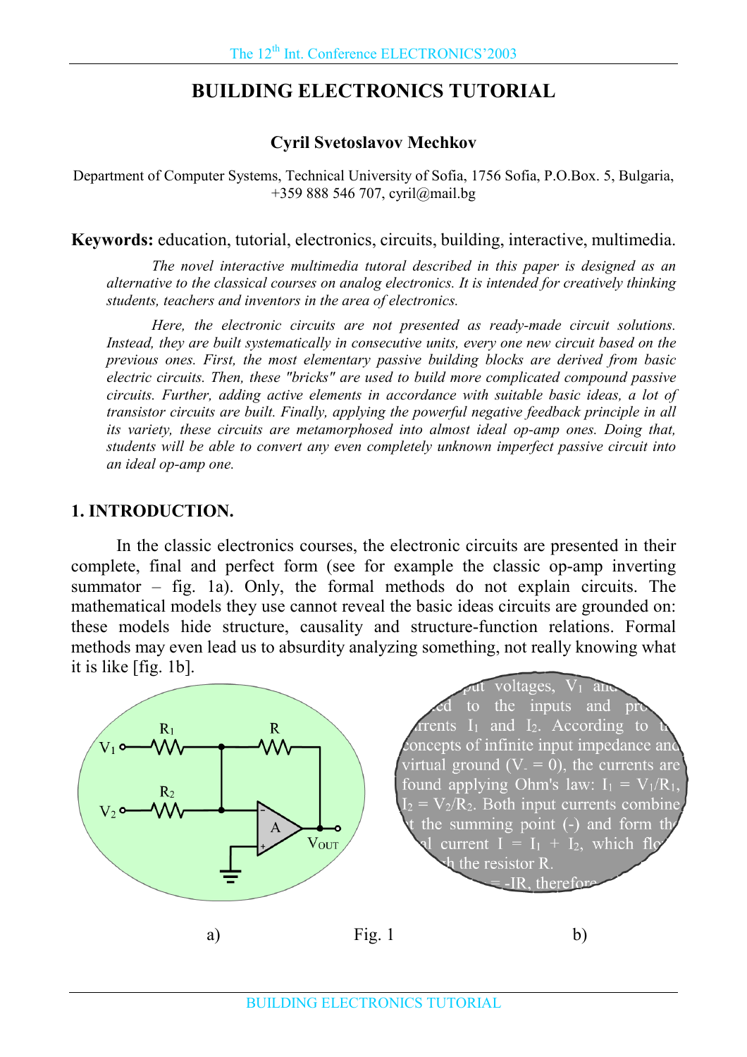# BUILDING ELECTRONICS TUTORIAL

**Cyril Svetoslavov Mechkov**

Department of Computer Systems, Technical University of Sofia, 1756 Sofia, P.O.Box. 5, Bulgaria, +359 888 546 707, cyril@mail.bg

**Keywords:** education, tutorial, electronics, circuits, building, interactive, multimedia.

*The novel interactive multimedia tutoral described in this paper is designed as an alternative to the classical courses on analog electronics. It is intended for creatively thinking students, teachers and inventors in the area of electronics.*

*Here, the electronic circuits are not presented as ready-made circuit solutions. Instead, they are built systematically in consecutive units, every one new circuit based on the previous ones. First, the most elementary passive building blocks are derived from basic electric circuits. Then, these "bricks" are used to build more complicated compound passive circuits. Further, adding active elements in accordance with suitable basic ideas, a lot of transistor circuits are built. Finally, applying the powerful negative feedback principle in all its variety, these circuits are metamorphosed into almost ideal op-amp ones. Doing that, students will be able to convert any even completely unknown imperfect passive circuit into an ideal op-amp one.*

## 1. INTRODUCTION.

In the classic electronics courses, the electronic circuits are presented in their complete, final and perfect form (see for example the classic op-amp inverting summator – fig. 1a). Only, the formal methods do not explain circuits. The mathematical models they use cannot reveal the basic ideas circuits are grounded on: these models hide structure, causality and structure-function relations. Formal methods may even lead us to absurdity analyzing something, not really knowing what it is like [fig. 1b].

a) Fig. 1 b)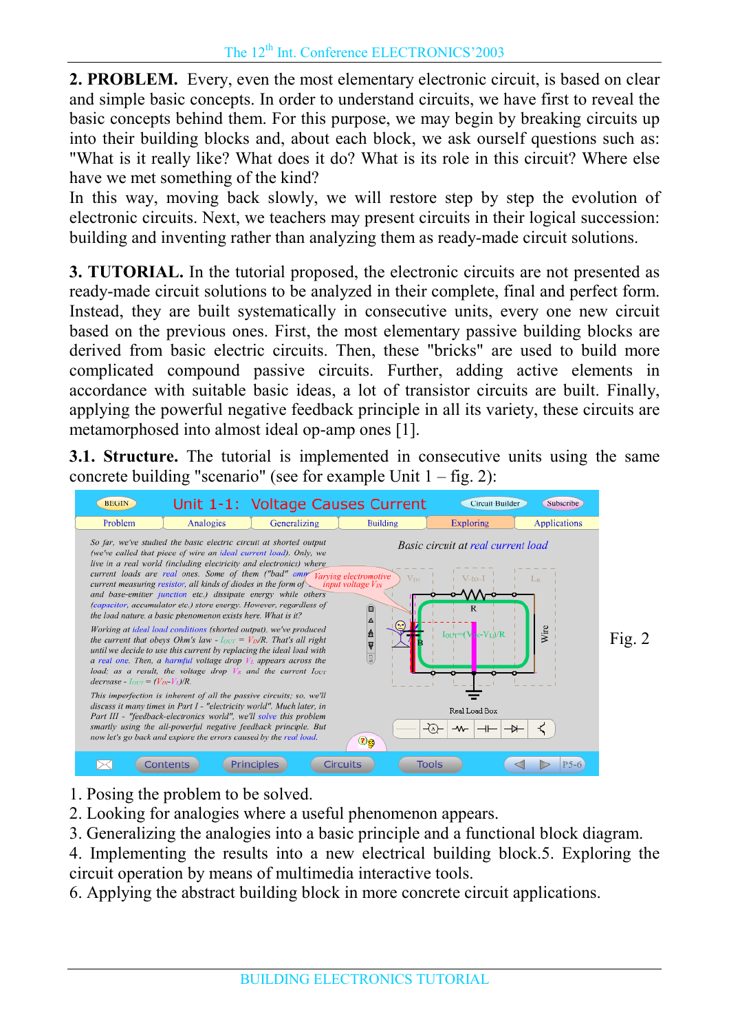**2. PROBLEM.** Every, even the most elementary electronic circuit, is based on clear and simple basic concepts. In order to understand circuits, we have first to reveal the basic concepts behind them. For this purpose, we may begin by breaking circuits up into their building blocks and, about each block, we ask ourself questions such as: "What is it really like? What does it do? What is its role in this circuit? Where else have we met something of the kind?

In this way, moving back slowly, we will restore step by step the evolution of electronic circuits. Next, we teachers may present circuits in their logical succession: building and inventing rather than analyzing them as ready-made circuit solutions.

**3. TUTORIAL.** In the tutorial proposed, the electronic circuits are not presented as ready-made circuit solutions to be analyzed in their complete, final and perfect form. Instead, they are built systematically in consecutive units, every one new circuit based on the previous ones. First, the most elementary passive building blocks are derived from basic electric circuits. Then, these "bricks" are used to build more complicated compound passive circuits. Further, adding active elements in accordance with suitable basic ideas, a lot of transistor circuits are built. Finally, applying the powerful negative feedback principle in all its variety, these circuits are metamorphosed into almost ideal op-amp ones [1].

**3.1. Structure.** The tutorial is implemented in consecutive units using the same concrete building "scenario" (see for example Unit 1 – fig. 2):

Fig. 2

1. Posing the problem to be solved.
2. Looking for analogies where a useful phenomenon appears.
3. Generalizing the analogies into a basic principle and a functional block diagram.
4. Implementing the results into a new electrical building block.5. Exploring the circuit operation by means of multimedia interactive tools.
6. Applying the abstract building block in more concrete circuit applications.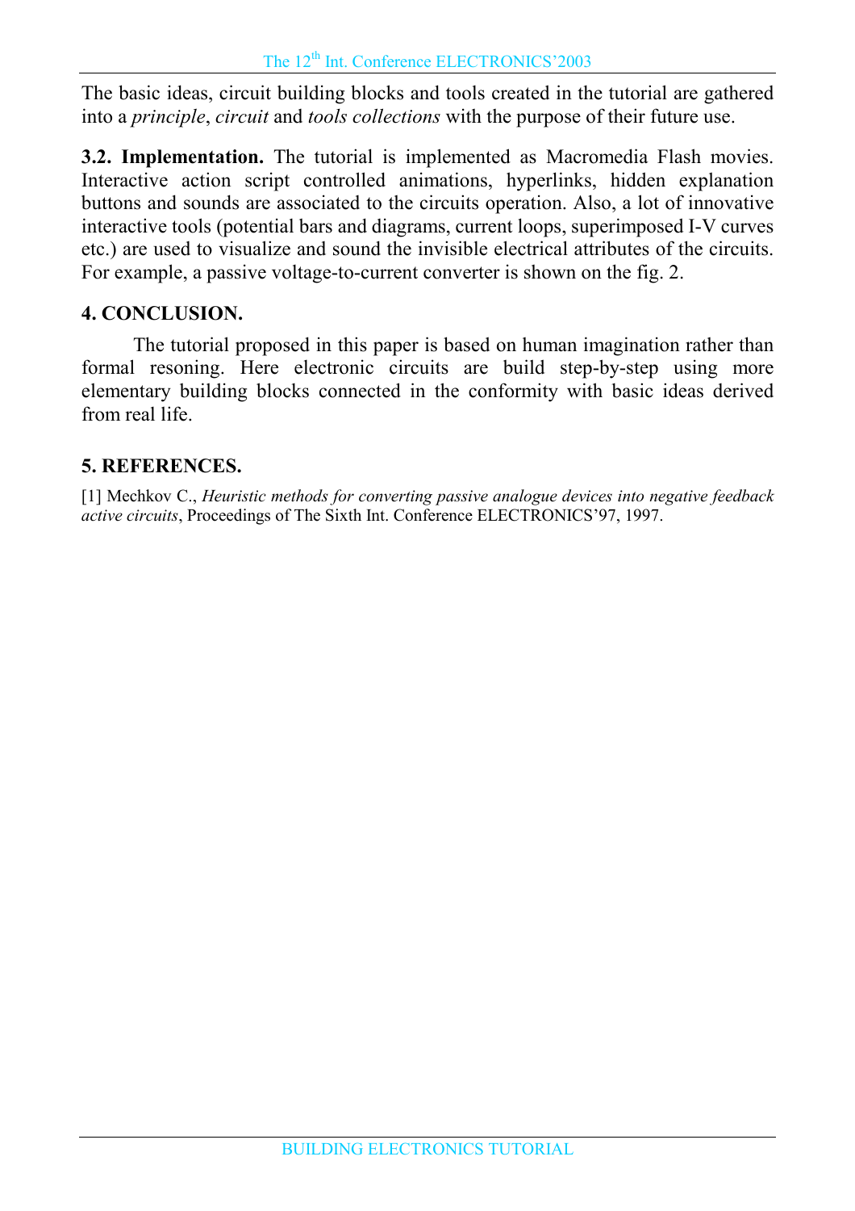The basic ideas, circuit building blocks and tools created in the tutorial are gathered into a *principle*, *circuit* and *tools collections* with the purpose of their future use.

**3.2. Implementation.** The tutorial is implemented as Macromedia Flash movies. Interactive action script controlled animations, hyperlinks, hidden explanation buttons and sounds are associated to the circuits operation. Also, a lot of innovative interactive tools (potential bars and diagrams, current loops, superimposed I-V curves etc.) are used to visualize and sound the invisible electrical attributes of the circuits. For example, a passive voltage-to-current converter is shown on the fig. 2.

## 4. CONCLUSION.

The tutorial proposed in this paper is based on human imagination rather than formal resoning. Here electronic circuits are build step-by-step using more elementary building blocks connected in the conformity with basic ideas derived from real life.

## 5. REFERENCES.

[1] Mechkov C., *Heuristic methods for converting passive analogue devices into negative feedback active circuits*, Proceedings of The Sixth Int. Conference ELECTRONICS'97, 1997.